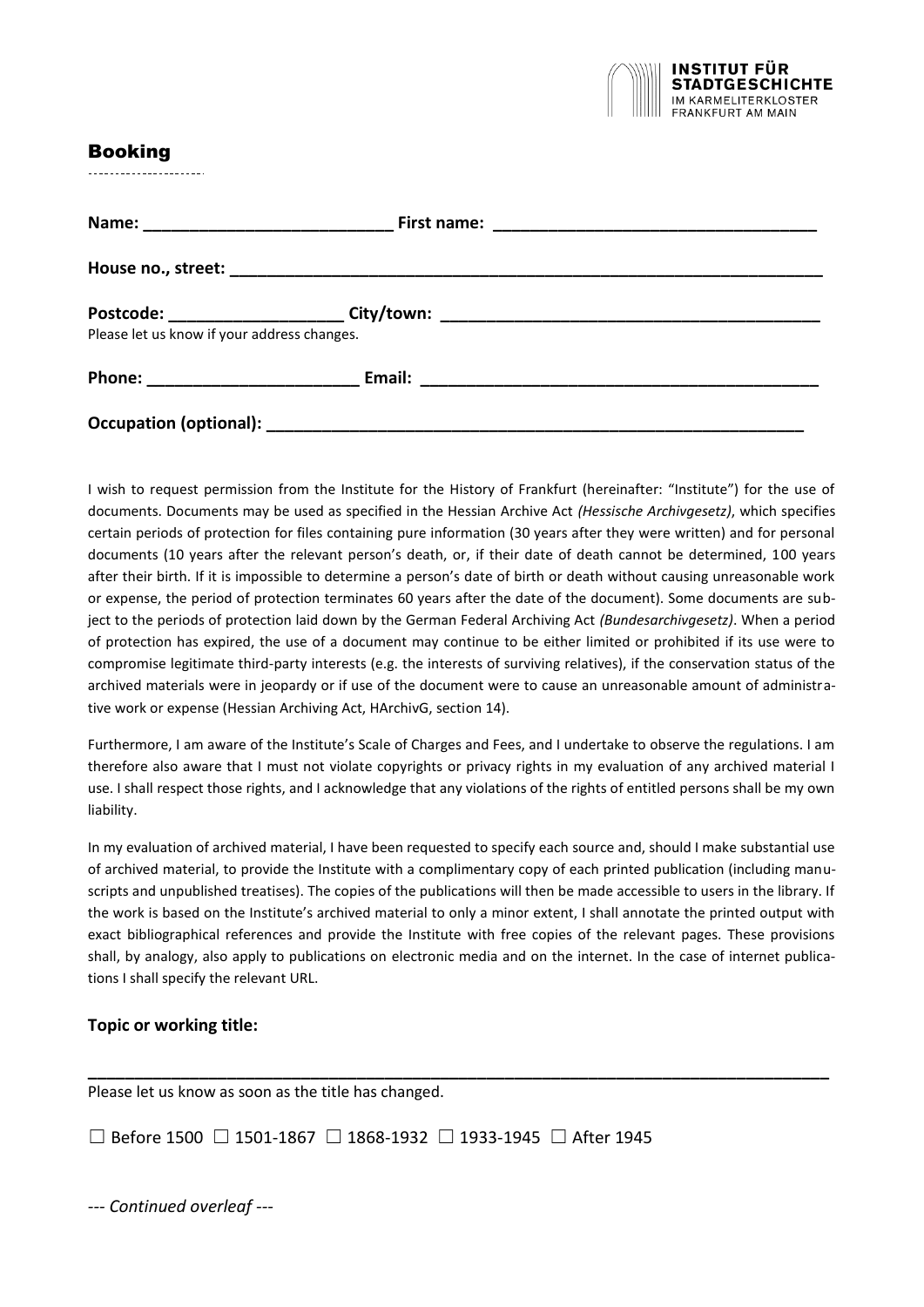INSTITUT FÜR STADTGESCHICHTE
IM KARMELITERKLOSTER
FRANKFURT AM MAIN

# Booking

**Name:** ___________________________ **First name:** ___________________________________

**House no., street:** ________________________________________________________________

**Postcode:** ___________________ **City/town:** ________________________________________

Please let us know if your address changes.

**Phone:** _______________________ **Email:** ___________________________________________

**Occupation (optional):** ____________________________________________________________

I wish to request permission from the Institute for the History of Frankfurt (hereinafter: "Institute") for the use of documents. Documents may be used as specified in the Hessian Archive Act *(Hessische Archivgesetz)*, which specifies certain periods of protection for files containing pure information (30 years after they were written) and for personal documents (10 years after the relevant person's death, or, if their date of death cannot be determined, 100 years after their birth. If it is impossible to determine a person's date of birth or death without causing unreasonable work or expense, the period of protection terminates 60 years after the date of the document). Some documents are subject to the periods of protection laid down by the German Federal Archiving Act *(Bundesarchivgesetz)*. When a period of protection has expired, the use of a document may continue to be either limited or prohibited if its use were to compromise legitimate third-party interests (e.g. the interests of surviving relatives), if the conservation status of the archived materials were in jeopardy or if use of the document were to cause an unreasonable amount of administrative work or expense (Hessian Archiving Act, HArchivG, section 14).

Furthermore, I am aware of the Institute's Scale of Charges and Fees, and I undertake to observe the regulations. I am therefore also aware that I must not violate copyrights or privacy rights in my evaluation of any archived material I use. I shall respect those rights, and I acknowledge that any violations of the rights of entitled persons shall be my own liability.

In my evaluation of archived material, I have been requested to specify each source and, should I make substantial use of archived material, to provide the Institute with a complimentary copy of each printed publication (including manuscripts and unpublished treatises). The copies of the publications will then be made accessible to users in the library. If the work is based on the Institute's archived material to only a minor extent, I shall annotate the printed output with exact bibliographical references and provide the Institute with free copies of the relevant pages. These provisions shall, by analogy, also apply to publications on electronic media and on the internet. In the case of internet publications I shall specify the relevant URL.

**Topic or working title:**

_____________________________________________________________________________________

Please let us know as soon as the title has changed.

☐ Before 1500 ☐ 1501-1867 ☐ 1868-1932 ☐ 1933-1945 ☐ After 1945

--- *Continued overleaf* ---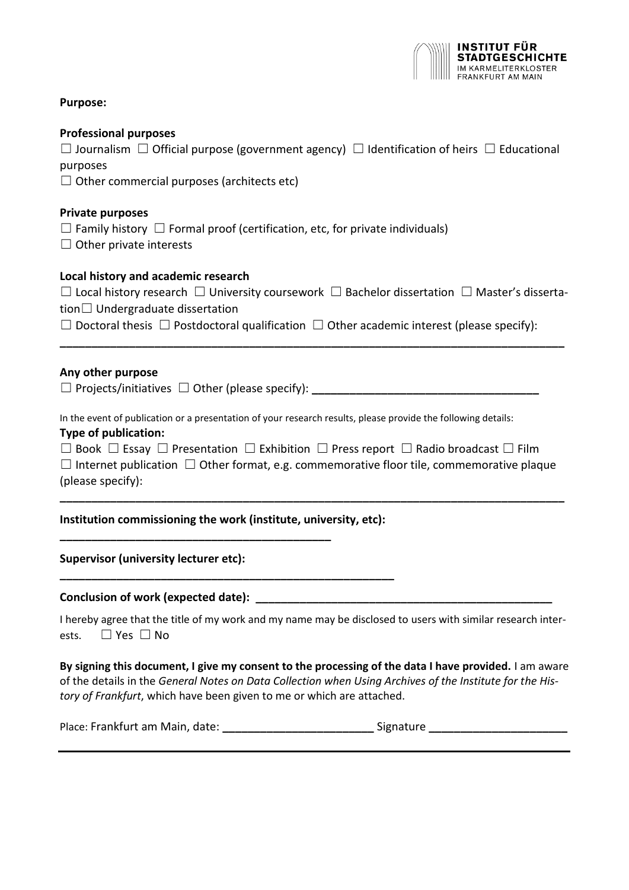**Purpose:**

**Professional purposes**

☐ Journalism ☐ Official purpose (government agency) ☐ Identification of heirs ☐ Educational purposes

☐ Other commercial purposes (architects etc)

**Private purposes**

☐ Family history ☐ Formal proof (certification, etc, for private individuals)

☐ Other private interests

**Local history and academic research**

☐ Local history research ☐ University coursework ☐ Bachelor dissertation ☐ Master's dissertation☐ Undergraduate dissertation

☐ Doctoral thesis ☐ Postdoctoral qualification ☐ Other academic interest (please specify):

______________________________________________________________________________

**Any other purpose**

☐ Projects/initiatives ☐ Other (please specify): ____________________________________

In the event of publication or a presentation of your research results, please provide the following details:

**Type of publication:**

☐ Book ☐ Essay ☐ Presentation ☐ Exhibition ☐ Press report ☐ Radio broadcast ☐ Film

☐ Internet publication ☐ Other format, e.g. commemorative floor tile, commemorative plaque (please specify):

______________________________________________________________________________

**Institution commissioning the work (institute, university, etc):**

__________________________________________

**Supervisor (university lecturer etc):**

__________________________________________________

**Conclusion of work (expected date):** ______________________________________________

I hereby agree that the title of my work and my name may be disclosed to users with similar research interests. ☐ Yes ☐ No

**By signing this document, I give my consent to the processing of the data I have provided.** I am aware of the details in the *General Notes on Data Collection when Using Archives of the Institute for the History of Frankfurt*, which have been given to me or which are attached.

Place: Frankfurt am Main, date: _______________________ Signature _____________________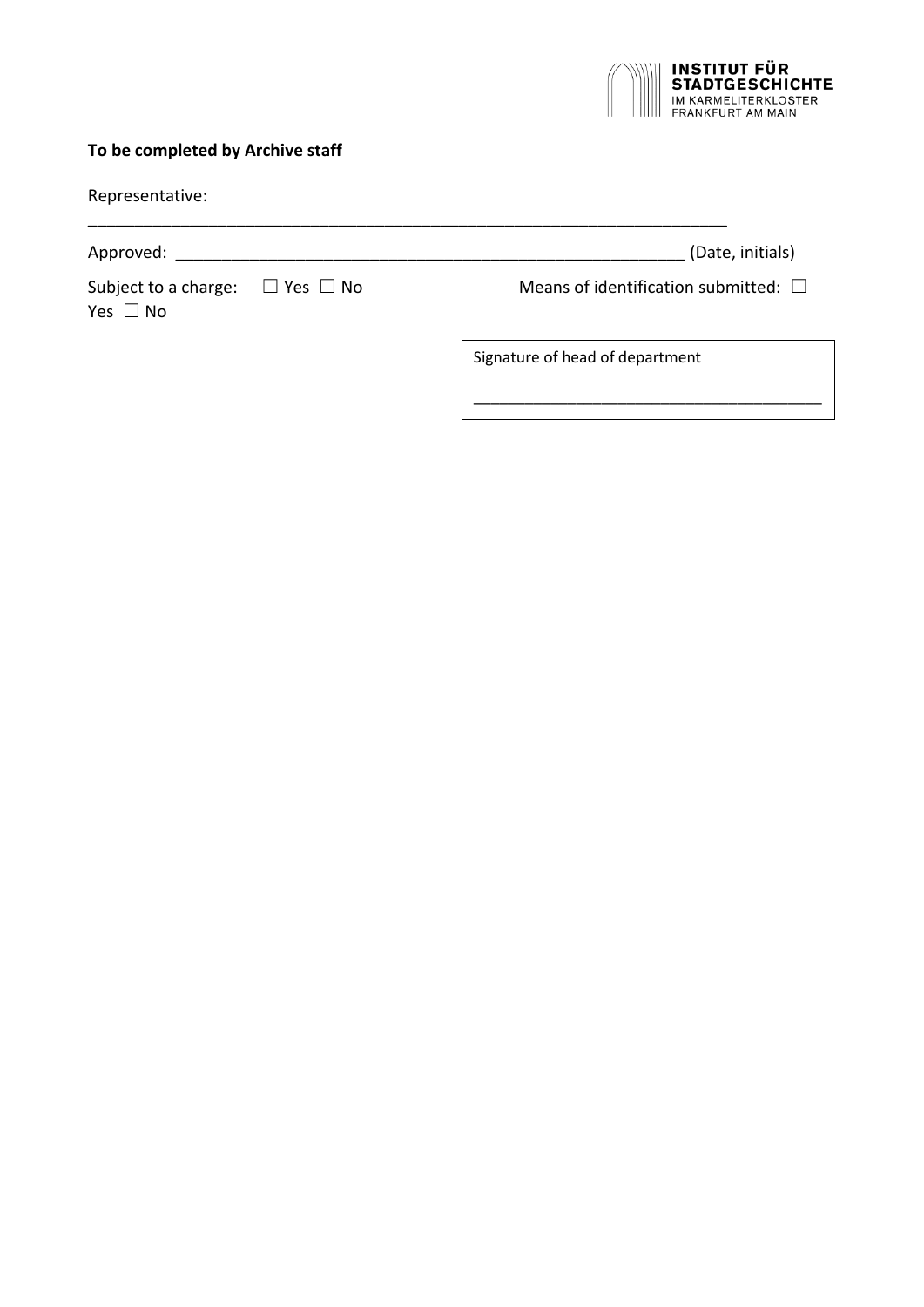**To be completed by Archive staff**

Representative:

______________________________________________________________________

Approved: ________________________________________________________ (Date, initials)

Subject to a charge: ☐ Yes ☐ No

Means of identification submitted: ☐ Yes ☐ No

Signature of head of department

________________________________________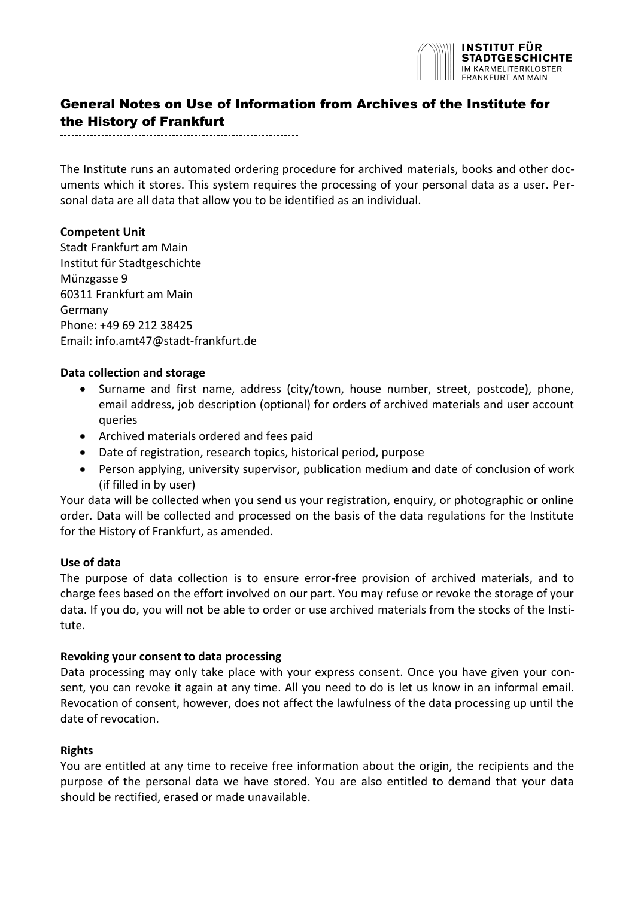# General Notes on Use of Information from Archives of the Institute for the History of Frankfurt

The Institute runs an automated ordering procedure for archived materials, books and other documents which it stores. This system requires the processing of your personal data as a user. Personal data are all data that allow you to be identified as an individual.

**Competent Unit**
Stadt Frankfurt am Main
Institut für Stadtgeschichte
Münzgasse 9
60311 Frankfurt am Main
Germany
Phone: +49 69 212 38425
Email: info.amt47@stadt-frankfurt.de

**Data collection and storage**

- Surname and first name, address (city/town, house number, street, postcode), phone, email address, job description (optional) for orders of archived materials and user account queries
- Archived materials ordered and fees paid
- Date of registration, research topics, historical period, purpose
- Person applying, university supervisor, publication medium and date of conclusion of work (if filled in by user)

Your data will be collected when you send us your registration, enquiry, or photographic or online order. Data will be collected and processed on the basis of the data regulations for the Institute for the History of Frankfurt, as amended.

**Use of data**
The purpose of data collection is to ensure error-free provision of archived materials, and to charge fees based on the effort involved on our part. You may refuse or revoke the storage of your data. If you do, you will not be able to order or use archived materials from the stocks of the Institute.

**Revoking your consent to data processing**
Data processing may only take place with your express consent. Once you have given your consent, you can revoke it again at any time. All you need to do is let us know in an informal email. Revocation of consent, however, does not affect the lawfulness of the data processing up until the date of revocation.

**Rights**
You are entitled at any time to receive free information about the origin, the recipients and the purpose of the personal data we have stored. You are also entitled to demand that your data should be rectified, erased or made unavailable.